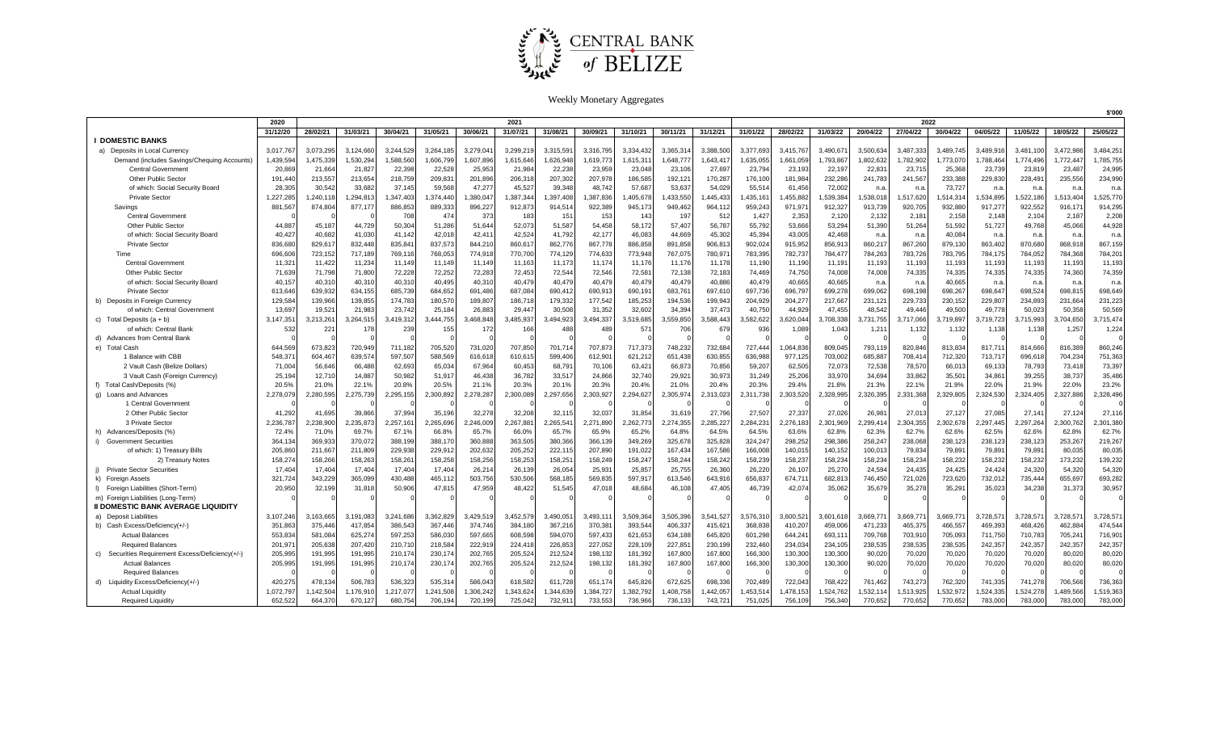# CENTRAL BANK of BELIZE

## Weekly Monetary Aggregates

$'000

| | 2020 | 2021 | | | | | | | | | | | | 2022 | | | | | | | | | |
|---|---|---|---|---|---|---|---|---|---|---|---|---|---|---|---|---|---|---|---|---|---|---|---|
| | 31/12/20 | 28/02/21 | 31/03/21 | 30/04/21 | 31/05/21 | 30/06/21 | 31/07/21 | 31/08/21 | 30/09/21 | 31/10/21 | 30/11/21 | 31/12/21 | 31/01/22 | 28/02/22 | 31/03/22 | 20/04/22 | 27/04/22 | 30/04/22 | 04/05/22 | 11/05/22 | 18/05/22 | 25/05/22 |
| **I DOMESTIC BANKS** | | | | | | | | | | | | | | | | | | | | | | |
| a) Deposits in Local Currency | 3,017,767 | 3,073,295 | 3,124,660 | 3,244,529 | 3,264,185 | 3,279,041 | 3,299,219 | 3,315,591 | 3,316,795 | 3,334,432 | 3,365,314 | 3,388,500 | 3,377,693 | 3,415,767 | 3,490,671 | 3,500,634 | 3,487,333 | 3,489,745 | 3,489,916 | 3,481,100 | 3,472,986 | 3,484,251 |
| Demand (includes Savings/Chequing Accounts) | 1,439,594 | 1,475,339 | 1,530,294 | 1,588,560 | 1,606,799 | 1,607,896 | 1,615,646 | 1,626,948 | 1,619,773 | 1,615,311 | 1,648,777 | 1,643,417 | 1,635,055 | 1,661,059 | 1,793,867 | 1,802,632 | 1,782,902 | 1,773,070 | 1,788,464 | 1,774,496 | 1,772,447 | 1,785,755 |
| Central Government | 20,869 | 21,664 | 21,827 | 22,398 | 22,528 | 25,953 | 21,984 | 22,238 | 23,959 | 23,048 | 23,106 | 27,697 | 23,794 | 23,193 | 22,197 | 22,831 | 23,715 | 25,368 | 23,739 | 23,819 | 23,487 | 24,995 |
| Other Public Sector | 191,440 | 213,557 | 213,654 | 218,759 | 209,831 | 201,896 | 206,318 | 207,302 | 207,978 | 186,585 | 192,121 | 170,287 | 176,100 | 181,984 | 232,286 | 241,783 | 241,567 | 233,388 | 229,830 | 228,491 | 235,556 | 234,990 |
| of which: Social Security Board | 28,305 | 30,542 | 33,682 | 37,145 | 59,568 | 47,277 | 45,527 | 39,348 | 48,742 | 57,687 | 53,637 | 54,029 | 55,514 | 61,456 | 72,002 | n.a. | n.a. | 73,727 | n.a. | n.a. | n.a. | n.a. |
| Private Sector | 1,227,285 | 1,240,118 | 1,294,813 | 1,347,403 | 1,374,440 | 1,380,047 | 1,387,344 | 1,397,408 | 1,387,836 | 1,405,678 | 1,433,550 | 1,445,433 | 1,435,161 | 1,455,882 | 1,539,384 | 1,538,018 | 1,517,620 | 1,514,314 | 1,534,895 | 1,522,186 | 1,513,404 | 1,525,770 |
| Savings | 881,567 | 874,804 | 877,177 | 886,853 | 889,333 | 896,227 | 912,873 | 914,514 | 922,389 | 945,173 | 949,462 | 964,112 | 959,243 | 971,971 | 912,327 | 913,739 | 920,705 | 932,880 | 917,277 | 922,552 | 916,171 | 914,295 |
| Central Government | 0 | 0 | 0 | 708 | 474 | 373 | 183 | 151 | 153 | 143 | 197 | 512 | 1,427 | 2,353 | 2,120 | 2,132 | 2,181 | 2,158 | 2,148 | 2,104 | 2,187 | 2,208 |
| Other Public Sector | 44,887 | 45,187 | 44,729 | 50,304 | 51,286 | 51,644 | 52,073 | 51,587 | 54,458 | 58,172 | 57,407 | 56,787 | 55,792 | 53,666 | 53,294 | 51,390 | 51,264 | 51,592 | 51,727 | 49,768 | 45,066 | 44,928 |
| of which: Social Security Board | 40,427 | 40,682 | 41,030 | 41,142 | 42,018 | 42,411 | 42,524 | 41,792 | 42,177 | 46,083 | 44,669 | 45,302 | 45,394 | 43,005 | 42,468 | n.a. | n.a. | 40,084 | n.a. | n.a. | n.a. | n.a. |
| Private Sector | 836,680 | 829,617 | 832,448 | 835,841 | 837,573 | 844,210 | 860,617 | 862,776 | 867,778 | 886,858 | 891,858 | 906,813 | 902,024 | 915,952 | 856,913 | 860,217 | 867,260 | 879,130 | 863,402 | 870,680 | 868,918 | 867,159 |
| Time | 696,606 | 723,152 | 717,189 | 769,116 | 768,053 | 774,918 | 770,700 | 774,129 | 774,633 | 773,948 | 767,075 | 780,971 | 783,395 | 782,737 | 784,477 | 784,263 | 783,726 | 783,795 | 784,175 | 784,052 | 784,368 | 784,201 |
| Central Government | 11,321 | 11,422 | 11,234 | 11,149 | 11,149 | 11,149 | 11,163 | 11,173 | 11,174 | 11,176 | 11,176 | 11,178 | 11,190 | 11,190 | 11,191 | 11,193 | 11,193 | 11,193 | 11,193 | 11,193 | 11,193 | 11,193 |
| Other Public Sector | 71,639 | 71,798 | 71,800 | 72,228 | 72,252 | 72,283 | 72,453 | 72,544 | 72,546 | 72,581 | 72,138 | 72,183 | 74,469 | 74,750 | 74,008 | 74,008 | 74,335 | 74,335 | 74,335 | 74,335 | 74,360 | 74,359 |
| of which: Social Security Board | 40,157 | 40,310 | 40,310 | 40,310 | 40,495 | 40,310 | 40,479 | 40,479 | 40,479 | 40,479 | 40,479 | 40,886 | 40,479 | 40,665 | 40,665 | n.a. | n.a. | 40,665 | n.a. | n.a. | n.a. | n.a. |
| Private Sector | 613,646 | 639,932 | 634,155 | 685,739 | 684,652 | 691,486 | 687,084 | 690,412 | 690,913 | 690,191 | 683,761 | 697,610 | 697,736 | 696,797 | 699,278 | 699,062 | 698,198 | 698,267 | 698,647 | 698,524 | 698,815 | 698,649 |
| b) Deposits in Foreign Currency | 129,584 | 139,966 | 139,855 | 174,783 | 180,570 | 189,807 | 186,718 | 179,332 | 177,542 | 185,253 | 194,536 | 199,943 | 204,929 | 204,277 | 217,667 | 231,121 | 229,733 | 230,152 | 229,807 | 234,893 | 231,664 | 231,223 |
| of which: Central Government | 13,697 | 19,521 | 21,983 | 23,742 | 25,184 | 26,883 | 29,447 | 30,508 | 31,352 | 32,602 | 34,394 | 37,473 | 40,750 | 44,929 | 47,455 | 48,542 | 49,446 | 49,500 | 49,778 | 50,023 | 50,358 | 50,569 |
| c) Total Deposits (a + b) | 3,147,351 | 3,213,261 | 3,264,515 | 3,419,312 | 3,444,755 | 3,468,848 | 3,485,937 | 3,494,923 | 3,494,337 | 3,519,685 | 3,559,850 | 3,588,443 | 3,582,622 | 3,620,044 | 3,708,338 | 3,731,755 | 3,717,066 | 3,719,897 | 3,719,723 | 3,715,993 | 3,704,650 | 3,715,474 |
| of which: Central Bank | 532 | 221 | 178 | 239 | 155 | 172 | 166 | 488 | 489 | 571 | 706 | 679 | 936 | 1,089 | 1,043 | 1,211 | 1,132 | 1,132 | 1,138 | 1,138 | 1,257 | 1,224 |
| d) Advances from Central Bank | 0 | 0 | 0 | 0 | 0 | 0 | 0 | 0 | 0 | 0 | 0 | 0 | 0 | 0 | 0 | 0 | 0 | 0 | 0 | 0 | 0 | 0 |
| e) Total Cash | 644,569 | 673,823 | 720,949 | 711,182 | 705,520 | 731,020 | 707,850 | 701,714 | 707,873 | 717,373 | 748,232 | 732,684 | 727,444 | 1,064,836 | 809,045 | 793,119 | 820,846 | 813,834 | 817,711 | 814,666 | 816,389 | 860,246 |
| 1 Balance with CBB | 548,371 | 604,467 | 639,574 | 597,507 | 588,569 | 616,618 | 610,615 | 599,406 | 612,901 | 621,212 | 651,438 | 630,855 | 636,988 | 977,125 | 703,002 | 685,887 | 708,414 | 712,320 | 713,717 | 696,618 | 704,234 | 751,363 |
| 2 Vault Cash (Belize Dollars) | 71,004 | 56,646 | 66,488 | 62,693 | 65,034 | 67,964 | 60,453 | 68,791 | 70,106 | 63,421 | 66,873 | 70,856 | 59,207 | 62,505 | 72,073 | 72,538 | 78,570 | 66,013 | 69,133 | 78,793 | 73,418 | 73,397 |
| 3 Vault Cash (Foreign Currency) | 25,194 | 12,710 | 14,887 | 50,982 | 51,917 | 46,438 | 36,782 | 33,517 | 24,866 | 32,740 | 29,921 | 30,973 | 31,249 | 25,206 | 33,970 | 34,694 | 33,862 | 35,501 | 34,861 | 39,255 | 38,737 | 35,486 |
| f) Total Cash/Deposits (%) | 20.5% | 21.0% | 22.1% | 20.8% | 20.5% | 21.1% | 20.3% | 20.1% | 20.3% | 20.4% | 21.0% | 20.4% | 20.3% | 29.4% | 21.8% | 21.3% | 22.1% | 21.9% | 22.0% | 21.9% | 22.0% | 23.2% |
| g) Loans and Advances | 2,278,079 | 2,280,595 | 2,275,739 | 2,295,155 | 2,300,892 | 2,278,287 | 2,300,089 | 2,297,656 | 2,303,927 | 2,294,627 | 2,305,974 | 2,313,023 | 2,311,738 | 2,303,520 | 2,328,995 | 2,326,395 | 2,331,368 | 2,329,805 | 2,324,530 | 2,324,405 | 2,327,886 | 2,328,496 |
| 1 Central Government | 0 | 0 | 0 | 0 | 0 | 0 | 0 | 0 | 0 | 0 | 0 | 0 | 0 | 0 | 0 | 0 | 0 | 0 | 0 | 0 | 0 | 0 |
| 2 Other Public Sector | 41,292 | 41,695 | 39,866 | 37,994 | 35,196 | 32,278 | 32,208 | 32,115 | 32,037 | 31,854 | 31,619 | 27,796 | 27,507 | 27,337 | 27,026 | 26,981 | 27,013 | 27,127 | 27,085 | 27,141 | 27,124 | 27,116 |
| 3 Private Sector | 2,236,787 | 2,238,900 | 2,235,873 | 2,257,161 | 2,265,696 | 2,246,009 | 2,267,881 | 2,265,541 | 2,271,890 | 2,262,773 | 2,274,355 | 2,285,227 | 2,284,231 | 2,276,183 | 2,301,969 | 2,299,414 | 2,304,355 | 2,302,678 | 2,297,445 | 2,297,264 | 2,300,762 | 2,301,380 |
| h) Advances/Deposits (%) | 72.4% | 71.0% | 69.7% | 67.1% | 66.8% | 65.7% | 66.0% | 65.7% | 65.9% | 65.2% | 64.8% | 64.5% | 64.5% | 63.6% | 62.8% | 62.3% | 62.7% | 62.6% | 62.5% | 62.6% | 62.8% | 62.7% |
| i) Government Securities | 364,134 | 369,933 | 370,072 | 388,199 | 388,170 | 360,888 | 363,505 | 380,366 | 366,139 | 349,269 | 325,678 | 325,828 | 324,247 | 298,252 | 298,386 | 258,247 | 238,068 | 238,123 | 238,123 | 238,123 | 253,267 | 219,267 |
| of which: 1) Treasury Bills | 205,860 | 211,667 | 211,809 | 229,938 | 229,912 | 202,632 | 205,252 | 222,115 | 207,890 | 191,022 | 167,434 | 167,586 | 166,008 | 140,015 | 140,152 | 100,013 | 79,834 | 79,891 | 79,891 | 79,891 | 80,035 | 80,035 |
| 2) Treasury Notes | 158,274 | 158,266 | 158,263 | 158,261 | 158,258 | 158,256 | 158,253 | 158,251 | 158,249 | 158,247 | 158,244 | 158,242 | 158,239 | 158,237 | 158,234 | 158,234 | 158,234 | 158,232 | 158,232 | 158,232 | 173,232 | 139,232 |
| j) Private Sector Securities | 17,404 | 17,404 | 17,404 | 17,404 | 17,404 | 26,214 | 26,139 | 26,054 | 25,931 | 25,857 | 25,755 | 26,360 | 26,220 | 26,107 | 25,270 | 24,594 | 24,435 | 24,425 | 24,424 | 24,320 | 54,320 | 54,320 |
| k) Foreign Assets | 321,724 | 343,229 | 365,099 | 430,488 | 465,112 | 503,756 | 530,506 | 568,185 | 569,835 | 597,917 | 613,546 | 643,916 | 656,837 | 674,711 | 682,813 | 746,450 | 721,026 | 723,620 | 732,012 | 735,444 | 655,697 | 693,282 |
| l) Foreign Liabilities (Short-Term) | 20,950 | 32,199 | 31,818 | 50,906 | 47,815 | 47,959 | 48,422 | 51,545 | 47,018 | 48,684 | 46,108 | 47,405 | 46,739 | 42,074 | 35,062 | 35,679 | 35,278 | 35,291 | 35,023 | 34,238 | 31,373 | 30,957 |
| m) Foreign Liabilities (Long-Term) | 0 | 0 | 0 | 0 | 0 | 0 | 0 | 0 | 0 | 0 | 0 | 0 | 0 | 0 | 0 | 0 | 0 | 0 | 0 | 0 | 0 | 0 |
| **II DOMESTIC BANK AVERAGE LIQUIDITY** | | | | | | | | | | | | | | | | | | | | | | |
| a) Deposit Liabilities | 3,107,246 | 3,163,665 | 3,191,083 | 3,241,686 | 3,362,829 | 3,429,519 | 3,452,579 | 3,490,051 | 3,493,111 | 3,509,364 | 3,505,396 | 3,541,527 | 3,576,310 | 3,600,521 | 3,601,618 | 3,669,771 | 3,669,771 | 3,669,771 | 3,728,571 | 3,728,571 | 3,728,571 | 3,728,571 |
| b) Cash Excess/Deficiency(+/-) | 351,863 | 375,446 | 417,854 | 386,543 | 367,446 | 374,746 | 384,180 | 367,216 | 370,381 | 393,544 | 406,337 | 415,621 | 368,838 | 410,207 | 459,006 | 471,233 | 465,375 | 466,557 | 469,393 | 468,426 | 462,884 | 474,544 |
| Actual Balances | 553,834 | 581,084 | 625,274 | 597,253 | 586,030 | 597,665 | 608,598 | 594,070 | 597,433 | 621,653 | 634,188 | 645,820 | 601,298 | 644,241 | 693,111 | 709,768 | 703,910 | 705,093 | 711,750 | 710,783 | 705,241 | 716,901 |
| Required Balances | 201,971 | 205,638 | 207,420 | 210,710 | 218,584 | 222,919 | 224,418 | 226,853 | 227,052 | 228,109 | 227,851 | 230,199 | 232,460 | 234,034 | 234,105 | 238,535 | 238,535 | 238,535 | 242,357 | 242,357 | 242,357 | 242,357 |
| c) Securities Requirement Excess/Deficiency(+/-) | 205,995 | 191,995 | 191,995 | 210,174 | 230,174 | 202,765 | 205,524 | 212,524 | 198,132 | 181,392 | 167,800 | 167,800 | 166,300 | 130,300 | 130,300 | 90,020 | 70,020 | 70,020 | 70,020 | 70,020 | 80,020 | 80,020 |
| Actual Balances | 205,995 | 191,995 | 191,995 | 210,174 | 230,174 | 202,765 | 205,524 | 212,524 | 198,132 | 181,392 | 167,800 | 167,800 | 166,300 | 130,300 | 130,300 | 90,020 | 70,020 | 70,020 | 70,020 | 70,020 | 80,020 | 80,020 |
| Required Balances | 0 | 0 | 0 | 0 | 0 | 0 | 0 | 0 | 0 | 0 | 0 | 0 | 0 | 0 | 0 | 0 | 0 | 0 | 0 | 0 | 0 | 0 |
| d) Liquidity Excess/Deficiency(+/-) | 420,275 | 478,134 | 506,783 | 536,323 | 535,314 | 586,043 | 618,582 | 611,728 | 651,174 | 645,826 | 672,625 | 698,336 | 702,489 | 722,043 | 768,422 | 761,462 | 743,273 | 762,320 | 741,335 | 741,278 | 706,566 | 736,363 |
| Actual Liquidity | 1,072,797 | 1,142,504 | 1,176,910 | 1,217,077 | 1,241,508 | 1,306,242 | 1,343,624 | 1,344,639 | 1,384,727 | 1,382,792 | 1,408,758 | 1,442,057 | 1,453,514 | 1,478,153 | 1,524,762 | 1,532,114 | 1,513,925 | 1,532,972 | 1,524,335 | 1,524,278 | 1,489,566 | 1,519,363 |
| Required Liquidity | 652,522 | 664,370 | 670,127 | 680,754 | 706,194 | 720,199 | 725,042 | 732,911 | 733,553 | 736,966 | 736,133 | 743,721 | 751,025 | 756,109 | 756,340 | 770,652 | 770,652 | 770,652 | 783,000 | 783,000 | 783,000 | 783,000 |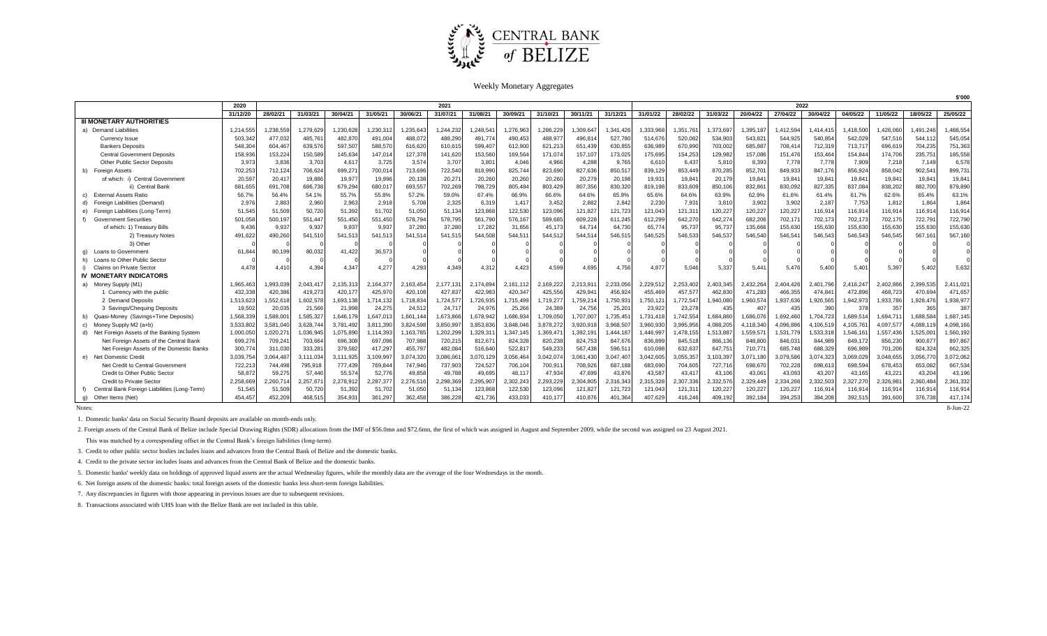# CENTRAL BANK of BELIZE

Weekly Monetary Aggregates

$'000

| | 2020 | 2021 | | | | | | | | | | | 2022 | | | | | | | | | | |
|---|---|---|---|---|---|---|---|---|---|---|---|---|---|---|---|---|---|---|---|---|---|---|---|
| | 31/12/20 | 28/02/21 | 31/03/21 | 30/04/21 | 31/05/21 | 30/06/21 | 31/07/21 | 31/08/21 | 30/09/21 | 31/10/21 | 30/11/21 | 31/12/21 | 31/01/22 | 28/02/22 | 31/03/22 | 20/04/22 | 27/04/22 | 30/04/22 | 04/05/22 | 11/05/22 | 18/05/22 | 25/05/22 |
| **III MONETARY AUTHORITIES** | | | | | | | | | | | | | | | | | | | | | | |
| a) Demand Liabilities | 1,214,555 | 1,238,559 | 1,279,629 | 1,230,628 | 1,230,312 | 1,235,643 | 1,244,232 | 1,248,541 | 1,276,963 | 1,286,229 | 1,309,647 | 1,341,426 | 1,333,968 | 1,351,761 | 1,373,697 | 1,395,187 | 1,412,594 | 1,414,415 | 1,418,500 | 1,426,060 | 1,491,246 | 1,488,554 |
| Currency Issue | 503,342 | 477,032 | 485,761 | 482,870 | 491,004 | 488,072 | 488,290 | 491,774 | 490,453 | 488,977 | 496,814 | 527,780 | 514,676 | 520,082 | 534,903 | 543,821 | 544,925 | 540,854 | 542,029 | 547,516 | 544,112 | 545,054 |
| Bankers Deposits | 548,304 | 604,467 | 639,576 | 597,507 | 588,570 | 616,620 | 610,615 | 599,407 | 612,900 | 621,213 | 651,439 | 630,855 | 636,989 | 670,990 | 703,002 | 685,887 | 708,414 | 712,319 | 713,717 | 696,619 | 704,235 | 751,363 |
| Central Government Deposits | 158,936 | 153,224 | 150,589 | 145,634 | 147,014 | 127,378 | 141,620 | 153,560 | 169,564 | 171,074 | 157,107 | 173,025 | 175,695 | 154,253 | 129,982 | 157,086 | 151,476 | 153,464 | 154,844 | 174,706 | 235,751 | 185,558 |
| Other Public Sector Deposits | 3,973 | 3,836 | 3,703 | 4,617 | 3,725 | 3,574 | 3,707 | 3,801 | 4,046 | 4,966 | 4,288 | 9,765 | 6,610 | 6,437 | 5,810 | 8,393 | 7,778 | 7,778 | 7,909 | 7,218 | 7,149 | 6,578 |
| b) Foreign Assets | 702,253 | 712,124 | 706,624 | 699,271 | 700,014 | 713,696 | 722,540 | 818,990 | 825,744 | 823,690 | 827,636 | 850,517 | 839,129 | 853,449 | 870,285 | 852,701 | 849,933 | 847,176 | 856,924 | 858,042 | 902,541 | 899,731 |
| of which: i) Central Government | 20,597 | 20,417 | 19,886 | 19,977 | 19,996 | 20,138 | 20,271 | 20,260 | 20,260 | 20,260 | 20,279 | 20,198 | 19,931 | 19,841 | 20,179 | 19,841 | 19,841 | 19,841 | 19,841 | 19,841 | 19,841 | 19,841 |
| ii) Central Bank | 681,655 | 691,708 | 686,738 | 679,294 | 680,017 | 693,557 | 702,269 | 798,729 | 805,484 | 803,429 | 807,356 | 830,320 | 819,198 | 833,609 | 850,106 | 832,861 | 830,092 | 827,335 | 837,084 | 838,202 | 882,700 | 879,890 |
| c) External Assets Ratio | 56.7% | 56.4% | 54.1% | 55.7% | 55.8% | 57.2% | 59.0% | 67.4% | 66.9% | 66.6% | 64.6% | 65.9% | 65.6% | 64.6% | 63.9% | 62.9% | 61.6% | 61.4% | 61.7% | 62.6% | 65.4% | 63.1% |
| d) Foreign Liabilities (Demand) | 2,976 | 2,883 | 2,960 | 2,963 | 2,918 | 5,708 | 2,325 | 6,319 | 1,417 | 3,452 | 2,882 | 2,842 | 2,230 | 7,931 | 3,810 | 3,902 | 3,902 | 2,187 | 7,753 | 1,812 | 1,864 | 1,864 |
| e) Foreign Liabilities (Long-Term) | 51,545 | 51,509 | 50,720 | 51,392 | 51,702 | 51,050 | 51,134 | 123,868 | 122,530 | 123,096 | 121,827 | 121,723 | 121,043 | 121,311 | 120,227 | 120,227 | 120,227 | 116,914 | 116,914 | 116,914 | 116,914 | 116,914 |
| f) Government Securities | 501,058 | 500,197 | 551,447 | 551,450 | 551,450 | 578,794 | 578,795 | 561,790 | 576,167 | 589,685 | 609,228 | 611,245 | 612,299 | 642,270 | 642,274 | 682,206 | 702,171 | 702,173 | 702,173 | 702,175 | 722,791 | 722,790 |
| of which: 1) Treasury Bills | 9,436 | 9,937 | 9,937 | 9,937 | 9,937 | 37,280 | 37,280 | 17,282 | 31,656 | 45,173 | 64,714 | 64,730 | 65,774 | 95,737 | 95,737 | 135,666 | 155,630 | 155,630 | 155,630 | 155,630 | 155,630 | 155,630 |
| 2) Treasury Notes | 491,622 | 490,260 | 541,510 | 541,513 | 541,513 | 541,514 | 541,515 | 544,508 | 544,511 | 544,512 | 544,514 | 546,515 | 546,525 | 546,533 | 546,537 | 546,540 | 546,541 | 546,543 | 546,543 | 546,545 | 567,161 | 567,160 |
| 3) Other | 0 | 0 | 0 | 0 | 0 | 0 | 0 | 0 | 0 | 0 | 0 | 0 | 0 | 0 | 0 | 0 | 0 | 0 | 0 | 0 | 0 | 0 |
| g) Loans to Government | 61,844 | 80,199 | 80,032 | 41,422 | 36,573 | 0 | 0 | 0 | 0 | 0 | 0 | 0 | 0 | 0 | 0 | 0 | 0 | 0 | 0 | 0 | 0 | 0 |
| h) Loans to Other Public Sector | 0 | 0 | 0 | 0 | 0 | 0 | 0 | 0 | 0 | 0 | 0 | 0 | 0 | 0 | 0 | 0 | 0 | 0 | 0 | 0 | 0 | 0 |
| i) Claims on Private Sector | 4,478 | 4,410 | 4,394 | 4,347 | 4,277 | 4,293 | 4,349 | 4,312 | 4,423 | 4,599 | 4,695 | 4,756 | 4,877 | 5,046 | 5,337 | 5,441 | 5,476 | 5,400 | 5,401 | 5,397 | 5,402 | 5,632 |
| **IV MONETARY INDICATORS** | | | | | | | | | | | | | | | | | | | | | | |
| a) Money Supply (M1) | 1,965,463 | 1,993,039 | 2,043,417 | 2,135,313 | 2,164,377 | 2,163,454 | 2,177,131 | 2,174,894 | 2,161,112 | 2,169,222 | 2,213,911 | 2,233,056 | 2,229,512 | 2,253,402 | 2,403,345 | 2,432,264 | 2,404,426 | 2,401,796 | 2,416,247 | 2,402,866 | 2,399,535 | 2,411,021 |
| 1 Currency with the public | 432,338 | 420,386 | 419,273 | 420,177 | 425,970 | 420,108 | 427,837 | 422,983 | 420,347 | 425,556 | 429,941 | 456,924 | 455,469 | 457,577 | 462,830 | 471,283 | 466,355 | 474,841 | 472,896 | 468,723 | 470,694 | 471,657 |
| 2 Demand Deposits | 1,513,623 | 1,552,618 | 1,602,578 | 1,693,138 | 1,714,132 | 1,718,834 | 1,724,577 | 1,726,935 | 1,715,499 | 1,719,277 | 1,759,214 | 1,750,931 | 1,750,121 | 1,772,547 | 1,940,080 | 1,960,574 | 1,937,636 | 1,926,565 | 1,942,973 | 1,933,786 | 1,928,476 | 1,938,977 |
| 3 Savings/Chequing Deposits | 19,502 | 20,035 | 21,566 | 21,998 | 24,275 | 24,512 | 24,717 | 24,976 | 25,266 | 24,389 | 24,756 | 25,201 | 23,922 | 23,278 | 435 | 407 | 435 | 390 | 378 | 357 | 365 | 387 |
| b) Quasi-Money (Savings+Time Deposits) | 1,568,339 | 1,588,001 | 1,585,327 | 1,646,179 | 1,647,013 | 1,661,144 | 1,673,866 | 1,678,942 | 1,686,934 | 1,709,050 | 1,707,007 | 1,735,451 | 1,731,418 | 1,742,554 | 1,684,860 | 1,686,076 | 1,692,460 | 1,704,723 | 1,689,514 | 1,694,711 | 1,688,584 | 1,687,145 |
| c) Money Supply M2 (a+b) | 3,533,802 | 3,581,040 | 3,628,744 | 3,781,492 | 3,811,390 | 3,824,598 | 3,850,997 | 3,853,836 | 3,848,046 | 3,878,272 | 3,920,918 | 3,968,507 | 3,960,930 | 3,995,956 | 4,088,205 | 4,118,340 | 4,096,886 | 4,106,519 | 4,105,761 | 4,097,577 | 4,088,119 | 4,098,166 |
| d) Net Foreign Assets of the Banking System | 1,000,050 | 1,020,271 | 1,036,945 | 1,075,890 | 1,114,393 | 1,163,785 | 1,202,299 | 1,329,311 | 1,347,145 | 1,369,471 | 1,392,191 | 1,444,187 | 1,446,997 | 1,478,155 | 1,513,887 | 1,559,571 | 1,531,779 | 1,533,318 | 1,546,161 | 1,557,436 | 1,525,001 | 1,560,192 |
| Net Foreign Assets of the Central Bank | 699,276 | 709,241 | 703,664 | 696,308 | 697,096 | 707,988 | 720,215 | 812,671 | 824,328 | 820,238 | 824,753 | 847,676 | 836,899 | 845,518 | 866,136 | 848,800 | 846,031 | 844,989 | 849,172 | 856,230 | 900,677 | 897,867 |
| Net Foreign Assets of the Domestic Banks | 300,774 | 311,030 | 333,281 | 379,582 | 417,297 | 455,797 | 482,084 | 516,640 | 522,817 | 549,233 | 567,438 | 596,511 | 610,098 | 632,637 | 647,751 | 710,771 | 685,748 | 688,329 | 696,989 | 701,206 | 624,324 | 662,325 |
| e) Net Domestic Credit | 3,039,754 | 3,064,487 | 3,111,034 | 3,111,925 | 3,109,997 | 3,074,320 | 3,086,061 | 3,070,129 | 3,056,464 | 3,042,074 | 3,061,430 | 3,047,407 | 3,042,605 | 3,055,357 | 3,103,397 | 3,071,180 | 3,079,586 | 3,074,323 | 3,069,029 | 3,048,655 | 3,056,770 | 3,072,062 |
| Net Credit to Central Government | 722,213 | 744,498 | 795,918 | 777,439 | 769,844 | 747,946 | 737,903 | 724,527 | 706,104 | 700,911 | 708,926 | 687,188 | 683,690 | 704,605 | 727,716 | 698,670 | 702,228 | 698,613 | 698,594 | 678,453 | 653,082 | 667,534 |
| Credit to Other Public Sector | 58,872 | 59,275 | 57,446 | 55,574 | 52,776 | 49,858 | 49,788 | 49,695 | 48,117 | 47,934 | 47,699 | 43,876 | 43,587 | 43,417 | 43,106 | 43,061 | 43,093 | 43,207 | 43,165 | 43,221 | 43,204 | 43,196 |
| Credit to Private Sector | 2,258,669 | 2,260,714 | 2,257,671 | 2,278,912 | 2,287,377 | 2,276,516 | 2,298,369 | 2,295,907 | 2,302,243 | 2,293,229 | 2,304,805 | 2,316,343 | 2,315,328 | 2,307,336 | 2,332,576 | 2,329,449 | 2,334,266 | 2,332,503 | 2,327,270 | 2,326,981 | 2,360,484 | 2,361,332 |
| f) Central Bank Foreign Liabilities (Long-Term) | 51,545 | 51,509 | 50,720 | 51,392 | 51,702 | 51,050 | 51,134 | 123,868 | 122,530 | 123,096 | 121,827 | 121,723 | 121,043 | 121,311 | 120,227 | 120,227 | 120,227 | 116,914 | 116,914 | 116,914 | 116,914 | 116,914 |
| g) Other Items (Net) | 454,457 | 452,209 | 468,515 | 354,931 | 361,297 | 362,458 | 386,228 | 421,736 | 433,033 | 410,177 | 410,876 | 401,364 | 407,629 | 416,246 | 409,192 | 392,184 | 394,253 | 384,208 | 392,515 | 391,600 | 376,738 | 417,174 |

Notes:

8-Jun-22

1. Domestic banks' data on Social Security Board deposits are available on month-ends only.

2. Foreign assets of the Central Bank of Belize include Special Drawing Rights (SDR) allocations from the IMF of $56.0mn and $72.6mn, the first of which was assigned in August and September 2009, while the second was assigned on 23 August 2021.

This was matched by a corresponding offset in the Central Bank's foreign liabilities (long-term).

3. Credit to other public sector bodies includes loans and advances from the Central Bank of Belize and the domestic banks.

4. Credit to the private sector includes loans and advances from the Central Bank of Belize and the domestic banks.

5. Domestic banks' weekly data on holdings of approved liquid assets are the actual Wednesday figures, while the monthly data are the average of the four Wednesdays in the month.

6. Net foreign assets of the domestic banks: total foreign assets of the domestic banks less short-term foreign liabilities.

7. Any discrepancies in figures with those appearing in previous issues are due to subsequent revisions.

8. Transactions associated with UHS loan with the Belize Bank are not included in this table.